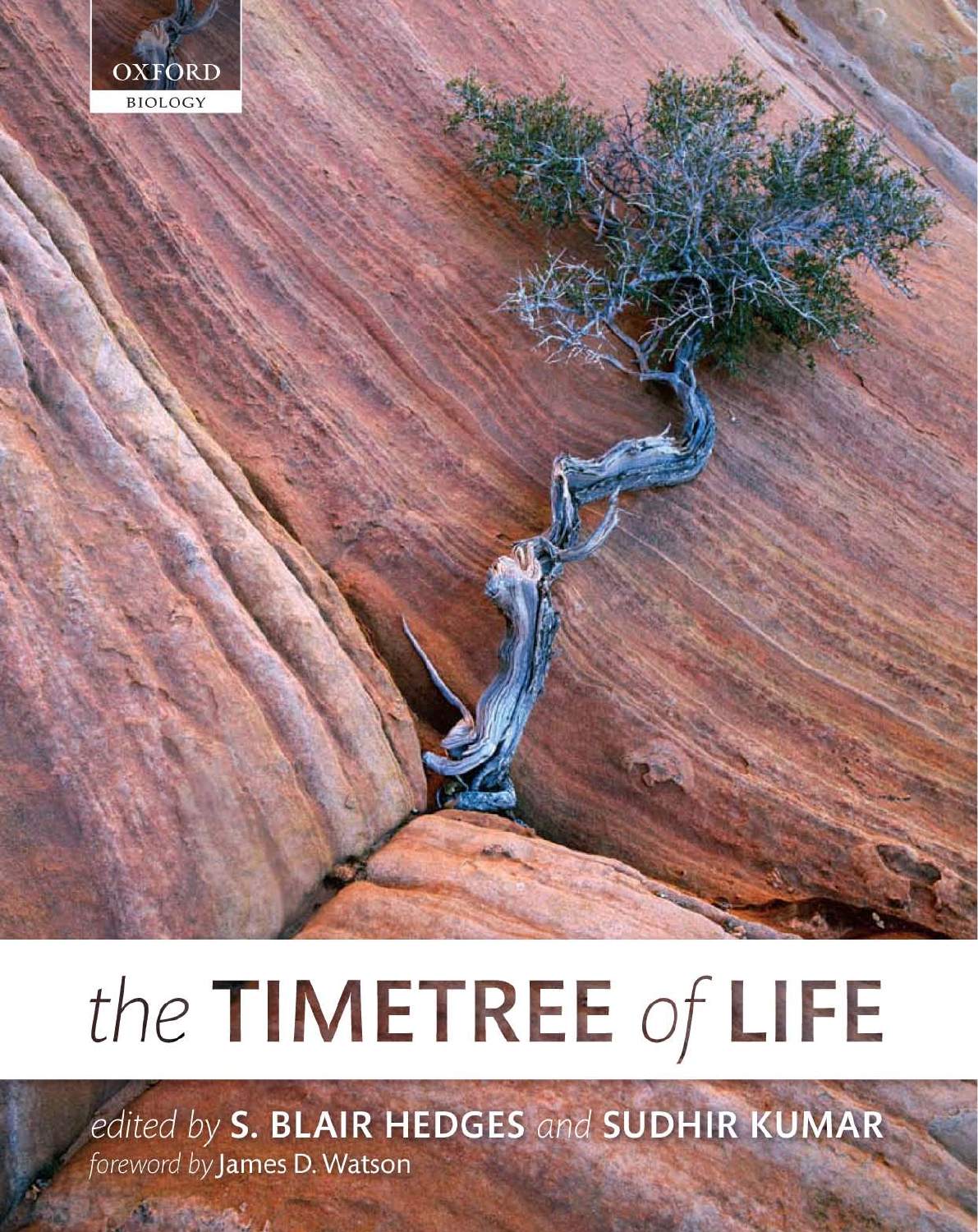OXFORD

BIOLOGY

# the TIMETREE of LIFE

*edited by* **S. BLAIR HEDGES** *and* **SUDHIR KUMAR**

*foreword by* James D. Watson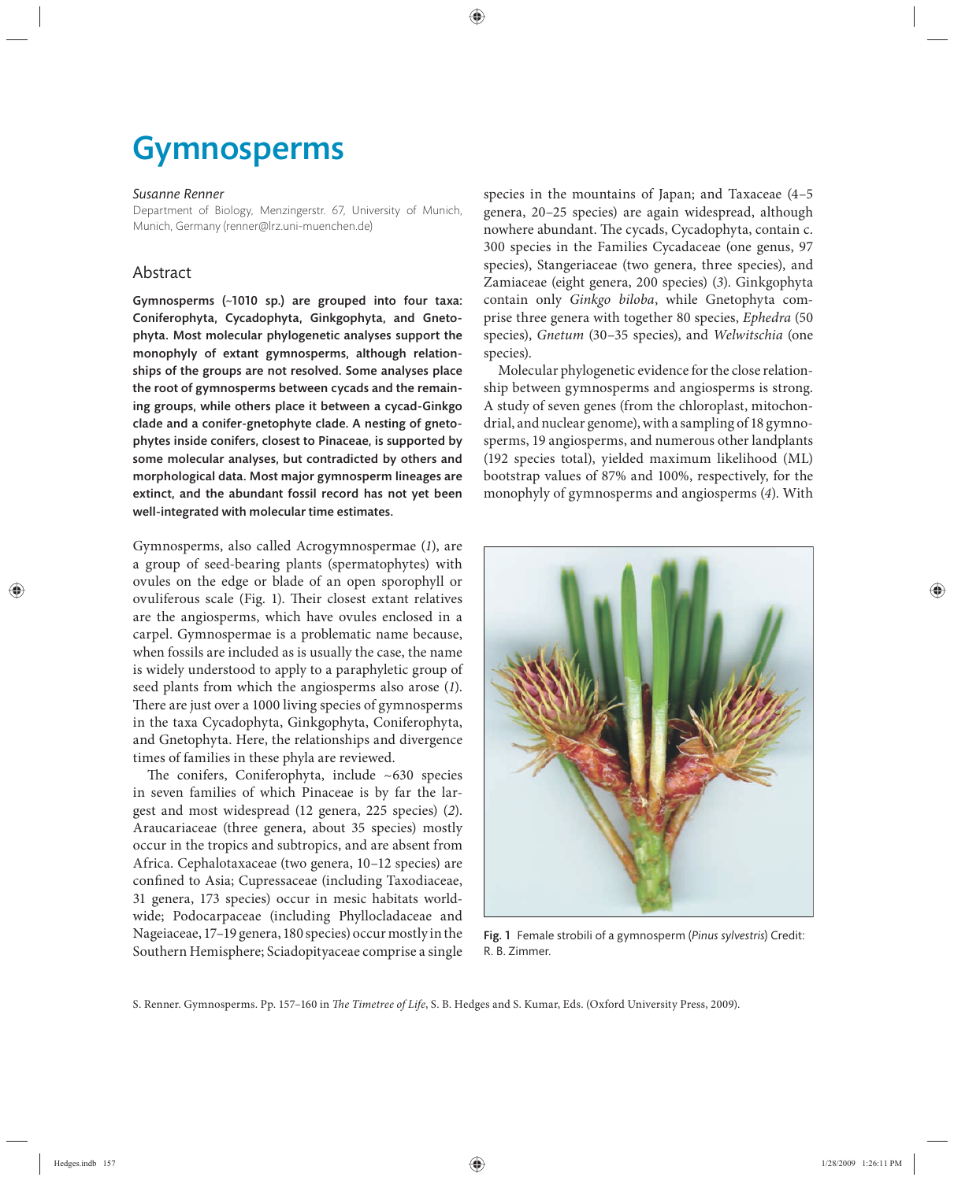# Gymnosperms

*Susanne Renner*

Department of Biology, Menzingerstr. 67, University of Munich, Munich, Germany (renner@lrz.uni-muenchen.de)

## Abstract

**Gymnosperms (~1010 sp.) are grouped into four taxa: Coniferophyta, Cycadophyta, Ginkgophyta, and Gnetophyta. Most molecular phylogenetic analyses support the monophyly of extant gymnosperms, although relationships of the groups are not resolved. Some analyses place the root of gymnosperms between cycads and the remaining groups, while others place it between a cycad-Ginkgo clade and a conifer-gnetophyte clade. A nesting of gnetophytes inside conifers, closest to Pinaceae, is supported by some molecular analyses, but contradicted by others and morphological data. Most major gymnosperm lineages are extinct, and the abundant fossil record has not yet been well-integrated with molecular time estimates.**

Gymnosperms, also called Acrogymnospermae (*1*), are a group of seed-bearing plants (spermatophytes) with ovules on the edge or blade of an open sporophyll or ovuliferous scale (Fig. 1). Their closest extant relatives are the angiosperms, which have ovules enclosed in a carpel. Gymnospermae is a problematic name because, when fossils are included as is usually the case, the name is widely understood to apply to a paraphyletic group of seed plants from which the angiosperms also arose (*1*). There are just over a 1000 living species of gymnosperms in the taxa Cycadophyta, Ginkgophyta, Coniferophyta, and Gnetophyta. Here, the relationships and divergence times of families in these phyla are reviewed.

The conifers, Coniferophyta, include ~630 species in seven families of which Pinaceae is by far the largest and most widespread (12 genera, 225 species) (*2*). Araucariaceae (three genera, about 35 species) mostly occur in the tropics and subtropics, and are absent from Africa. Cephalotaxaceae (two genera, 10–12 species) are confined to Asia; Cupressaceae (including Taxodiaceae, 31 genera, 173 species) occur in mesic habitats worldwide; Podocarpaceae (including Phyllocladaceae and Nageiaceae, 17–19 genera, 180 species) occur mostly in the Southern Hemisphere; Sciadopityaceae comprise a single species in the mountains of Japan; and Taxaceae (4–5 genera, 20–25 species) are again widespread, although nowhere abundant. The cycads, Cycadophyta, contain c. 300 species in the Families Cycadaceae (one genus, 97 species), Stangeriaceae (two genera, three species), and Zamiaceae (eight genera, 200 species) (*3*). Ginkgophyta contain only *Ginkgo biloba*, while Gnetophyta comprise three genera with together 80 species, *Ephedra* (50 species), *Gnetum* (30–35 species), and *Welwitschia* (one species).

Molecular phylogenetic evidence for the close relationship between gymnosperms and angiosperms is strong. A study of seven genes (from the chloroplast, mitochondrial, and nuclear genome), with a sampling of 18 gymnosperms, 19 angiosperms, and numerous other landplants (192 species total), yielded maximum likelihood (ML) bootstrap values of 87% and 100%, respectively, for the monophyly of gymnosperms and angiosperms (*4*). With

Fig. 1 Female strobili of a gymnosperm (*Pinus sylvestris*) Credit: R. B. Zimmer.

S. Renner. Gymnosperms. Pp. 157–160 in *The Timetree of Life*, S. B. Hedges and S. Kumar, Eds. (Oxford University Press, 2009).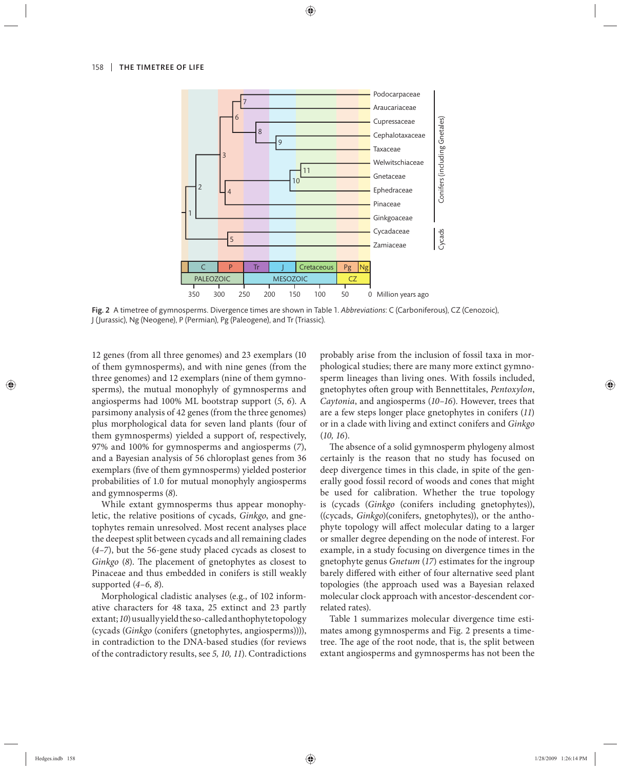**Fig. 2** A timetree of gymnosperms. Divergence times are shown in Table 1. *Abbreviations*: C (Carboniferous), CZ (Cenozoic), J (Jurassic), Ng (Neogene), P (Permian), Pg (Paleogene), and Tr (Triassic).

12 genes (from all three genomes) and 23 exemplars (10 of them gymnosperms), and with nine genes (from the three genomes) and 12 exemplars (nine of them gymnosperms), the mutual monophyly of gymnosperms and angiosperms had 100% ML bootstrap support (*5*, *6*). A parsimony analysis of 42 genes (from the three genomes) plus morphological data for seven land plants (four of them gymnosperms) yielded a support of, respectively, 97% and 100% for gymnosperms and angiosperms (*7*), and a Bayesian analysis of 56 chloroplast genes from 36 exemplars (five of them gymnosperms) yielded posterior probabilities of 1.0 for mutual monophyly angiosperms and gymnosperms (*8*).

While extant gymnosperms thus appear monophyletic, the relative positions of cycads, *Ginkgo*, and gnetophytes remain unresolved. Most recent analyses place the deepest split between cycads and all remaining clades (*4–7*), but the 56-gene study placed cycads as closest to *Ginkgo* (*8*). The placement of gnetophytes as closest to Pinaceae and thus embedded in conifers is still weakly supported (*4–6, 8*).

Morphological cladistic analyses (e.g., of 102 informative characters for 48 taxa, 25 extinct and 23 partly extant; *10*) usually yield the so-called anthophyte topology (cycads (*Ginkgo* (conifers (gnetophytes, angiosperms)))), in contradiction to the DNA-based studies (for reviews of the contradictory results, see *5, 10, 11*). Contradictions probably arise from the inclusion of fossil taxa in morphological studies; there are many more extinct gymnosperm lineages than living ones. With fossils included, gnetophytes often group with Bennettitales, *Pentoxylon*, *Caytonia*, and angiosperms (*10–16*). However, trees that are a few steps longer place gnetophytes in conifers (*11*) or in a clade with living and extinct conifers and *Ginkgo* (*10, 16*).

The absence of a solid gymnosperm phylogeny almost certainly is the reason that no study has focused on deep divergence times in this clade, in spite of the generally good fossil record of woods and cones that might be used for calibration. Whether the true topology is (cycads (*Ginkgo* (conifers including gnetophytes)), ((cycads, *Ginkgo*)(conifers, gnetophytes)), or the anthophyte topology will affect molecular dating to a larger or smaller degree depending on the node of interest. For example, in a study focusing on divergence times in the gnetophyte genus *Gnetum* (*17*) estimates for the ingroup barely differed with either of four alternative seed plant topologies (the approach used was a Bayesian relaxed molecular clock approach with ancestor-descendent correlated rates).

Table 1 summarizes molecular divergence time estimates among gymnosperms and Fig. 2 presents a timetree. The age of the root node, that is, the split between extant angiosperms and gymnosperms has not been the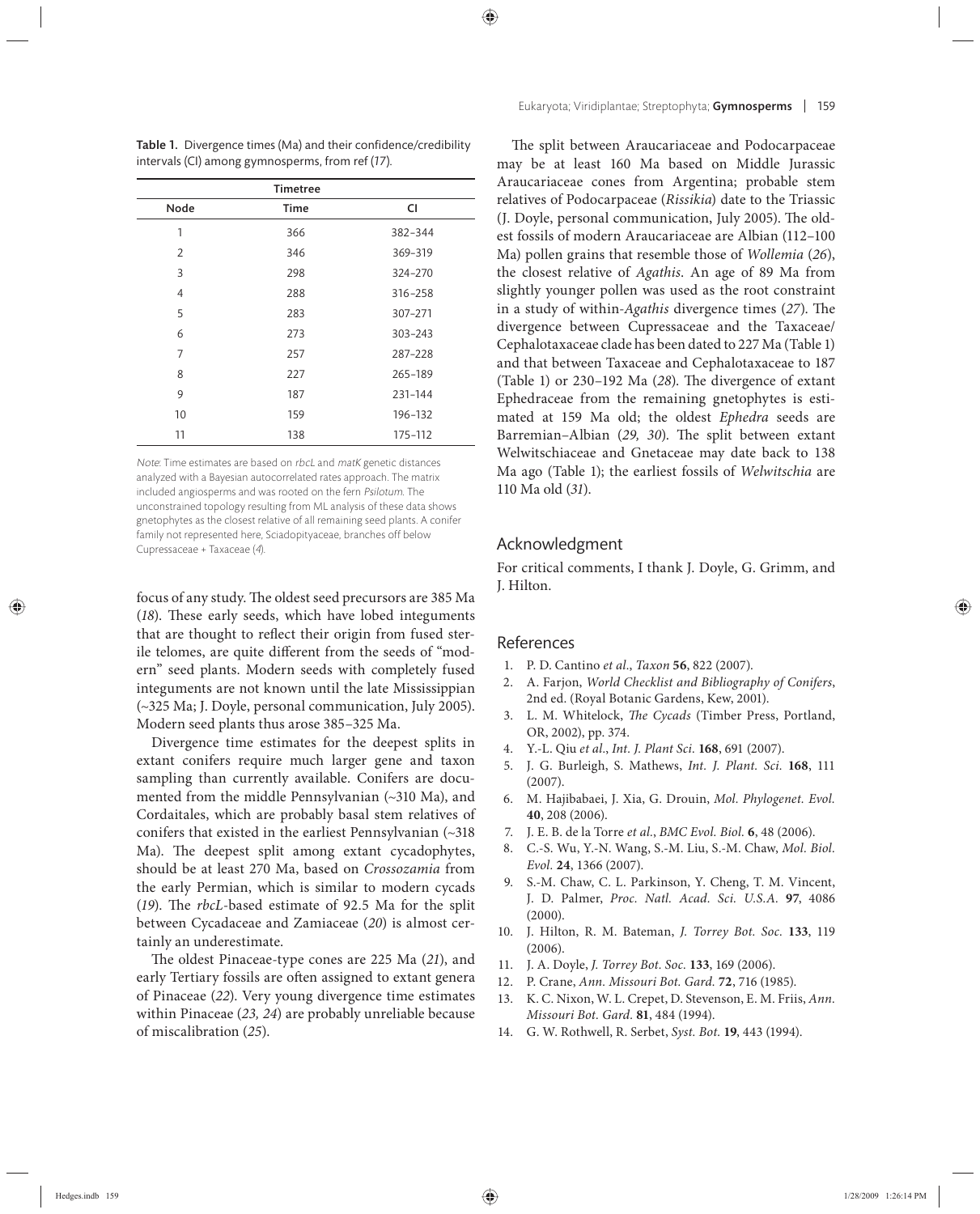**Table 1.** Divergence times (Ma) and their confidence/credibility intervals (CI) among gymnosperms, from ref (*17*).

| | Timetree | |
|---|---|---|
| Node | Time | CI |
| 1 | 366 | 382–344 |
| 2 | 346 | 369–319 |
| 3 | 298 | 324–270 |
| 4 | 288 | 316–258 |
| 5 | 283 | 307–271 |
| 6 | 273 | 303–243 |
| 7 | 257 | 287–228 |
| 8 | 227 | 265–189 |
| 9 | 187 | 231–144 |
| 10 | 159 | 196–132 |
| 11 | 138 | 175–112 |

*Note*: Time estimates are based on *rbcL* and *matK* genetic distances analyzed with a Bayesian autocorrelated rates approach. The matrix included angiosperms and was rooted on the fern *Psilotum*. The unconstrained topology resulting from ML analysis of these data shows gnetophytes as the closest relative of all remaining seed plants. A conifer family not represented here, Sciadopityaceae, branches off below Cupressaceae + Taxaceae (*4*).

focus of any study. The oldest seed precursors are 385 Ma (*18*). These early seeds, which have lobed integuments that are thought to reflect their origin from fused sterile telomes, are quite different from the seeds of "modern" seed plants. Modern seeds with completely fused integuments are not known until the late Mississippian (~325 Ma; J. Doyle, personal communication, July 2005). Modern seed plants thus arose 385–325 Ma.

Divergence time estimates for the deepest splits in extant conifers require much larger gene and taxon sampling than currently available. Conifers are documented from the middle Pennsylvanian (~310 Ma), and Cordaitales, which are probably basal stem relatives of conifers that existed in the earliest Pennsylvanian (~318 Ma). The deepest split among extant cycadophytes, should be at least 270 Ma, based on *Crossozamia* from the early Permian, which is similar to modern cycads (*19*). The *rbcL*-based estimate of 92.5 Ma for the split between Cycadaceae and Zamiaceae (*20*) is almost certainly an underestimate.

The oldest Pinaceae-type cones are 225 Ma (*21*), and early Tertiary fossils are often assigned to extant genera of Pinaceae (*22*). Very young divergence time estimates within Pinaceae (*23, 24*) are probably unreliable because of miscalibration (*25*).

The split between Araucariaceae and Podocarpaceae may be at least 160 Ma based on Middle Jurassic Araucariaceae cones from Argentina; probable stem relatives of Podocarpaceae (*Rissikia*) date to the Triassic (J. Doyle, personal communication, July 2005). The oldest fossils of modern Araucariaceae are Albian (112–100 Ma) pollen grains that resemble those of *Wollemia* (*26*), the closest relative of *Agathis*. An age of 89 Ma from slightly younger pollen was used as the root constraint in a study of within-*Agathis* divergence times (*27*). The divergence between Cupressaceae and the Taxaceae/Cephalotaxaceae clade has been dated to 227 Ma (Table 1) and that between Taxaceae and Cephalotaxaceae to 187 (Table 1) or 230–192 Ma (*28*). The divergence of extant Ephedraceae from the remaining gnetophytes is estimated at 159 Ma old; the oldest *Ephedra* seeds are Barremian–Albian (*29, 30*). The split between extant Welwitschiaceae and Gnetaceae may date back to 138 Ma ago (Table 1); the earliest fossils of *Welwitschia* are 110 Ma old (*31*).

## Acknowledgment

For critical comments, I thank J. Doyle, G. Grimm, and J. Hilton.

## References

1. P. D. Cantino *et al.*, *Taxon* **56**, 822 (2007).
2. A. Farjon, *World Checklist and Bibliography of Conifers*, 2nd ed. (Royal Botanic Gardens, Kew, 2001).
3. L. M. Whitelock, *The Cycads* (Timber Press, Portland, OR, 2002), pp. 374.
4. Y.-L. Qiu *et al.*, *Int. J. Plant Sci.* **168**, 691 (2007).
5. J. G. Burleigh, S. Mathews, *Int. J. Plant. Sci.* **168**, 111 (2007).
6. M. Hajibabaei, J. Xia, G. Drouin, *Mol. Phylogenet. Evol.* **40**, 208 (2006).
7. J. E. B. de la Torre *et al.*, *BMC Evol. Biol.* **6**, 48 (2006).
8. C.-S. Wu, Y.-N. Wang, S.-M. Liu, S.-M. Chaw, *Mol. Biol. Evol.* **24**, 1366 (2007).
9. S.-M. Chaw, C. L. Parkinson, Y. Cheng, T. M. Vincent, J. D. Palmer, *Proc. Natl. Acad. Sci. U.S.A.* **97**, 4086 (2000).
10. J. Hilton, R. M. Bateman, *J. Torrey Bot. Soc.* **133**, 119 (2006).
11. J. A. Doyle, *J. Torrey Bot. Soc.* **133**, 169 (2006).
12. P. Crane, *Ann. Missouri Bot. Gard.* **72**, 716 (1985).
13. K. C. Nixon, W. L. Crepet, D. Stevenson, E. M. Friis, *Ann. Missouri Bot. Gard.* **81**, 484 (1994).
14. G. W. Rothwell, R. Serbet, *Syst. Bot.* **19**, 443 (1994).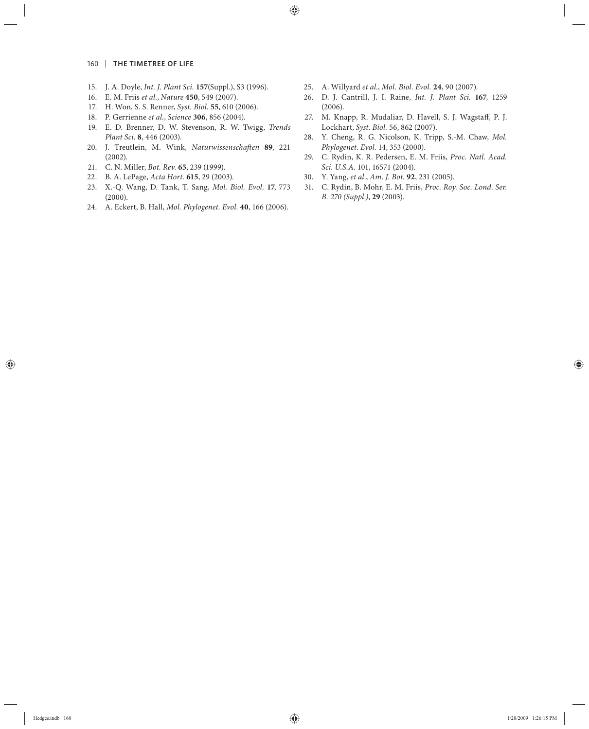15. J. A. Doyle, *Int. J. Plant Sci.* **157**(Suppl.), S3 (1996).
16. E. M. Friis *et al.*, *Nature* **450**, 549 (2007).
17. H. Won, S. S. Renner, *Syst. Biol.* **55**, 610 (2006).
18. P. Gerrienne *et al.*, *Science* **306**, 856 (2004).
19. E. D. Brenner, D. W. Stevenson, R. W. Twigg, *Trends Plant Sci.* **8**, 446 (2003).
20. J. Treutlein, M. Wink, *Naturwissenschaften* **89**, 221 (2002).
21. C. N. Miller, *Bot. Rev.* **65**, 239 (1999).
22. B. A. LePage, *Acta Hort.* **615**, 29 (2003).
23. X.-Q. Wang, D. Tank, T. Sang, *Mol. Biol. Evol.* **17**, 773 (2000).
24. A. Eckert, B. Hall, *Mol. Phylogenet. Evol.* **40**, 166 (2006).
25. A. Willyard *et al.*, *Mol. Biol. Evol.* **24**, 90 (2007).
26. D. J. Cantrill, J. I. Raine, *Int. J. Plant Sci.* **167**, 1259 (2006).
27. M. Knapp, R. Mudaliar, D. Havell, S. J. Wagstaff, P. J. Lockhart, *Syst. Biol.* 56, 862 (2007).
28. Y. Cheng, R. G. Nicolson, K. Tripp, S.-M. Chaw, *Mol. Phylogenet. Evol.* 14, 353 (2000).
29. C. Rydin, K. R. Pedersen, E. M. Friis, *Proc. Natl. Acad. Sci. U.S.A.* 101, 16571 (2004).
30. Y. Yang, *et al.*, *Am. J. Bot.* **92**, 231 (2005).
31. C. Rydin, B. Mohr, E. M. Friis, *Proc. Roy. Soc. Lond. Ser. B. 270 (Suppl.)*, **29** (2003).